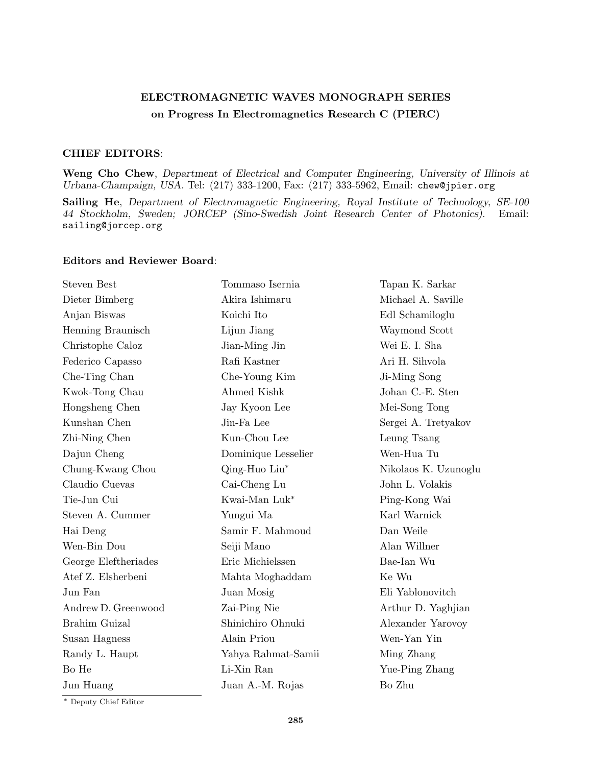**ELECTROMAGNETIC WAVES MONOGRAPH SERIES**

**on Progress In Electromagnetics Research C (PIERC)**

**CHIEF EDITORS**:

**Weng Cho Chew**, *Department of Electrical and Computer Engineering, University of Illinois at Urbana-Champaign, USA.* Tel: (217) 333-1200, Fax: (217) 333-5962, Email: chew@jpier.org

**Sailing He**, *Department of Electromagnetic Engineering, Royal Institute of Technology, SE-100 44 Stockholm, Sweden; JORCEP (Sino-Swedish Joint Research Center of Photonics).* Email: sailing@jorcep.org

**Editors and Reviewer Board**:

Steven Best
Dieter Bimberg
Anjan Biswas
Henning Braunisch
Christophe Caloz
Federico Capasso
Che-Ting Chan
Kwok-Tong Chau
Hongsheng Chen
Kunshan Chen
Zhi-Ning Chen
Dajun Cheng
Chung-Kwang Chou
Claudio Cuevas
Tie-Jun Cui
Steven A. Cummer
Hai Deng
Wen-Bin Dou
George Eleftheriades
Atef Z. Elsherbeni
Jun Fan
Andrew D. Greenwood
Brahim Guizal
Susan Hagness
Randy L. Haupt
Bo He
Jun Huang
Tommaso Isernia
Akira Ishimaru
Koichi Ito
Lijun Jiang
Jian-Ming Jin
Rafi Kastner
Che-Young Kim
Ahmed Kishk
Jay Kyoon Lee
Jin-Fa Lee
Kun-Chou Lee
Dominique Lesselier
Qing-Huo Liu*
Cai-Cheng Lu
Kwai-Man Luk*
Yungui Ma
Samir F. Mahmoud
Seiji Mano
Eric Michielssen
Mahta Moghaddam
Juan Mosig
Zai-Ping Nie
Shinichiro Ohnuki
Alain Priou
Yahya Rahmat-Samii
Li-Xin Ran
Juan A.-M. Rojas
Tapan K. Sarkar
Michael A. Saville
Edl Schamiloglu
Waymond Scott
Wei E. I. Sha
Ari H. Sihvola
Ji-Ming Song
Johan C.-E. Sten
Mei-Song Tong
Sergei A. Tretyakov
Leung Tsang
Wen-Hua Tu
Nikolaos K. Uzunoglu
John L. Volakis
Ping-Kong Wai
Karl Warnick
Dan Weile
Alan Willner
Bae-Ian Wu
Ke Wu
Eli Yablonovitch
Arthur D. Yaghjian
Alexander Yarovoy
Wen-Yan Yin
Ming Zhang
Yue-Ping Zhang
Bo Zhu

\* Deputy Chief Editor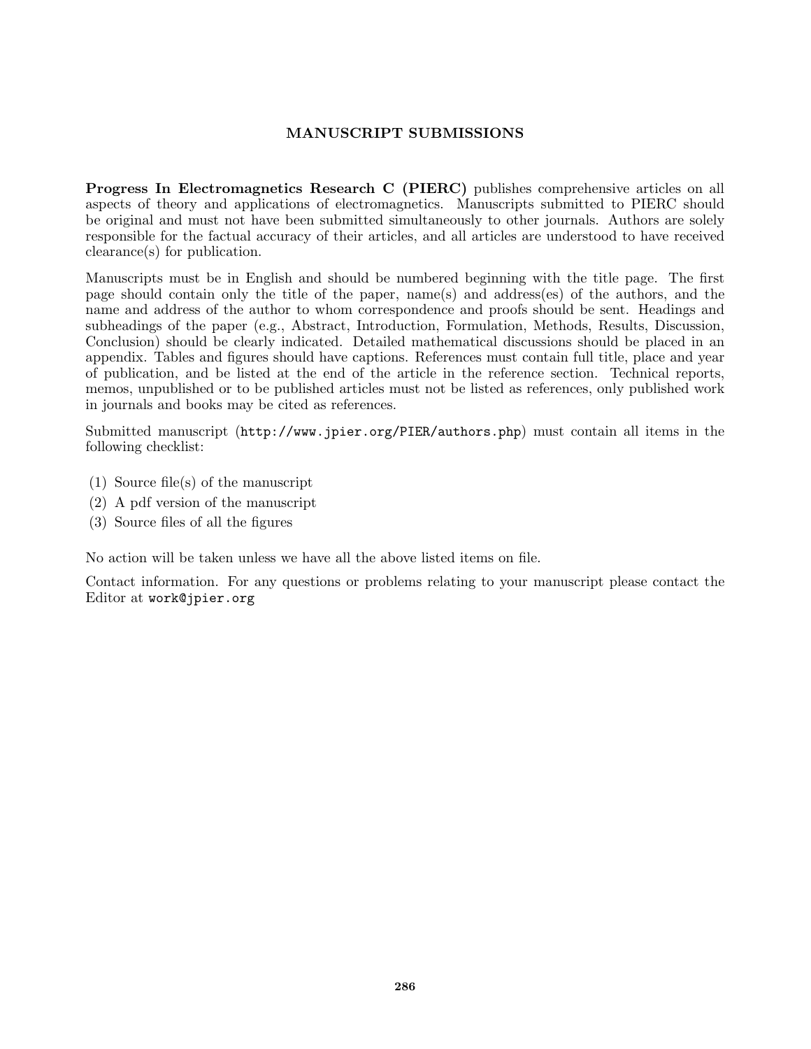# MANUSCRIPT SUBMISSIONS

**Progress In Electromagnetics Research C (PIERC)** publishes comprehensive articles on all aspects of theory and applications of electromagnetics. Manuscripts submitted to PIERC should be original and must not have been submitted simultaneously to other journals. Authors are solely responsible for the factual accuracy of their articles, and all articles are understood to have received clearance(s) for publication.

Manuscripts must be in English and should be numbered beginning with the title page. The first page should contain only the title of the paper, name(s) and address(es) of the authors, and the name and address of the author to whom correspondence and proofs should be sent. Headings and subheadings of the paper (e.g., Abstract, Introduction, Formulation, Methods, Results, Discussion, Conclusion) should be clearly indicated. Detailed mathematical discussions should be placed in an appendix. Tables and figures should have captions. References must contain full title, place and year of publication, and be listed at the end of the article in the reference section. Technical reports, memos, unpublished or to be published articles must not be listed as references, only published work in journals and books may be cited as references.

Submitted manuscript (`http://www.jpier.org/PIER/authors.php`) must contain all items in the following checklist:

(1) Source file(s) of the manuscript
(2) A pdf version of the manuscript
(3) Source files of all the figures

No action will be taken unless we have all the above listed items on file.

Contact information. For any questions or problems relating to your manuscript please contact the Editor at `work@jpier.org`